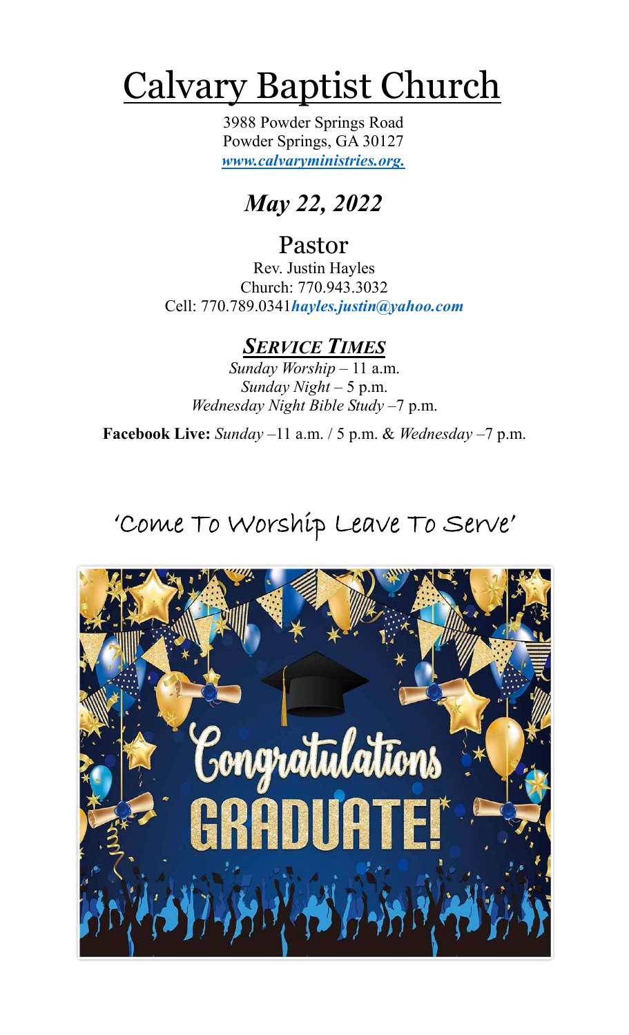# Calvary Baptist Church

3988 Powder Springs Road
Powder Springs, GA 30127
***www.calvaryministries.org.***

## *May 22, 2022*

## Pastor

Rev. Justin Hayles
Church: 770.943.3032
Cell: 770.789.0341***hayles.justin@yahoo.com***

### ***SERVICE TIMES***

*Sunday Worship* – 11 a.m.
*Sunday Night* – 5 p.m.
*Wednesday Night Bible Study* –7 p.m.

**Facebook Live:** *Sunday* –11 a.m. / 5 p.m. & *Wednesday* –7 p.m.

'Come To Worship Leave To Serve'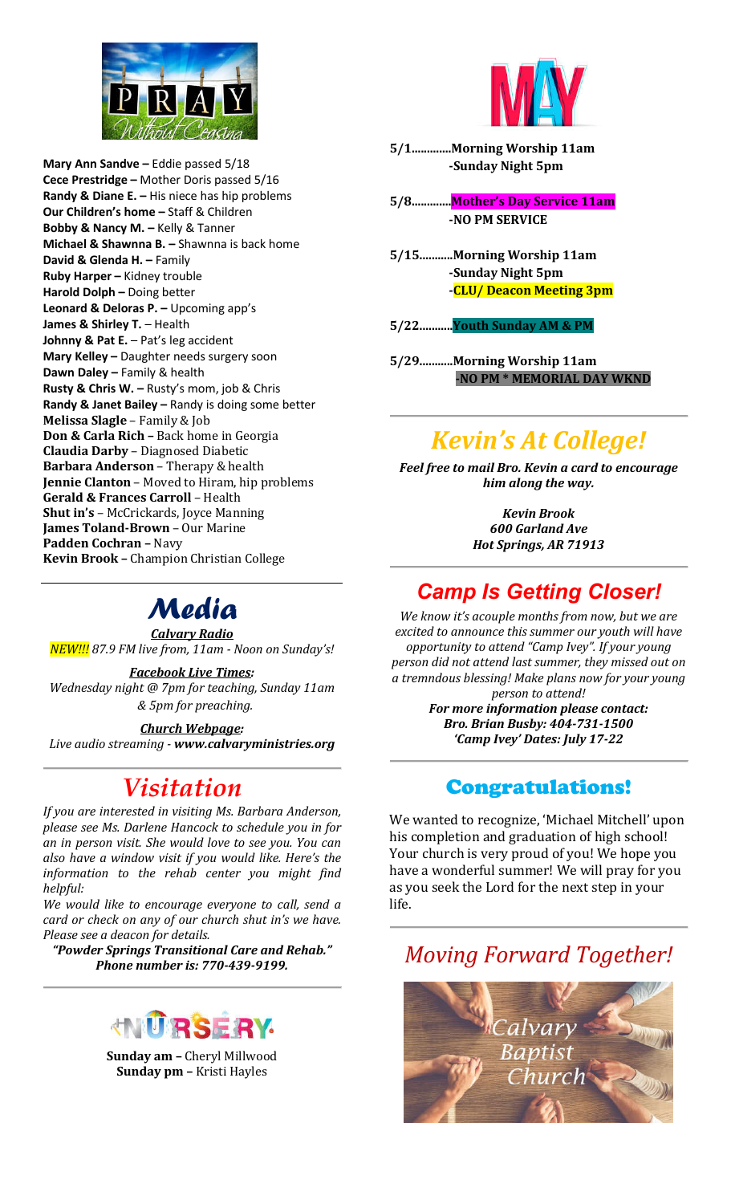Mary Ann Sandve – Eddie passed 5/18
**Cece Prestridge –** Mother Doris passed 5/16
**Randy & Diane E. –** His niece has hip problems
**Our Children's home –** Staff & Children
**Bobby & Nancy M. –** Kelly & Tanner
**Michael & Shawnna B. –** Shawnna is back home
**David & Glenda H. –** Family
**Ruby Harper –** Kidney trouble
**Harold Dolph –** Doing better
**Leonard & Deloras P. –** Upcoming app's
**James & Shirley T.** – Health
**Johnny & Pat E.** – Pat's leg accident
**Mary Kelley –** Daughter needs surgery soon
**Dawn Daley –** Family & health
**Rusty & Chris W. –** Rusty's mom, job & Chris
**Randy & Janet Bailey –** Randy is doing some better
**Melissa Slagle** – Family & Job
**Don & Carla Rich –** Back home in Georgia
**Claudia Darby** – Diagnosed Diabetic
**Barbara Anderson** – Therapy & health
**Jennie Clanton** – Moved to Hiram, hip problems
**Gerald & Frances Carroll** – Health
**Shut in's** – McCrickards, Joyce Manning
**James Toland-Brown** – Our Marine
**Padden Cochran –** Navy
**Kevin Brook –** Champion Christian College

# Media

***Calvary Radio***
*NEW!!! 87.9 FM live from, 11am - Noon on Sunday's!*

***Facebook Live Times:***
*Wednesday night @ 7pm for teaching, Sunday 11am & 5pm for preaching.*

***Church Webpage:***
*Live audio streaming - **www.calvaryministries.org***

# Visitation

*If you are interested in visiting Ms. Barbara Anderson, please see Ms. Darlene Hancock to schedule you in for an in person visit. She would love to see you. You can also have a window visit if you would like. Here's the information to the rehab center you might find helpful:*

*We would like to encourage everyone to call, send a card or check on any of our church shut in's we have. Please see a deacon for details.*

***"Powder Springs Transitional Care and Rehab." Phone number is: 770-439-9199.***

# NURSERY

**Sunday am –** Cheryl Millwood
**Sunday pm –** Kristi Hayles

# MAY

**5/1.............Morning Worship 11am**
**-Sunday Night 5pm**

**5/8.............Mother's Day Service 11am**
**-NO PM SERVICE**

**5/15...........Morning Worship 11am**
**-Sunday Night 5pm**
**-CLU/ Deacon Meeting 3pm**

**5/22...........Youth Sunday AM & PM**

**5/29...........Morning Worship 11am**
**-NO PM * MEMORIAL DAY WKND**

# *Kevin's At College!*

***Feel free to mail Bro. Kevin a card to encourage him along the way.***

***Kevin Brook***
***600 Garland Ave***
***Hot Springs, AR 71913***

# *Camp Is Getting Closer!*

*We know it's acouple months from now, but we are excited to announce this summer our youth will have opportunity to attend "Camp Ivey". If your young person did not attend last summer, they missed out on a tremndous blessing! Make plans now for your young person to attend!*

***For more information please contact:***
***Bro. Brian Busby: 404-731-1500***
***'Camp Ivey' Dates: July 17-22***

# Congratulations!

We wanted to recognize, 'Michael Mitchell' upon his completion and graduation of high school! Your church is very proud of you! We hope you have a wonderful summer! We will pray for you as you seek the Lord for the next step in your life.

# *Moving Forward Together!*

Calvary Baptist Church